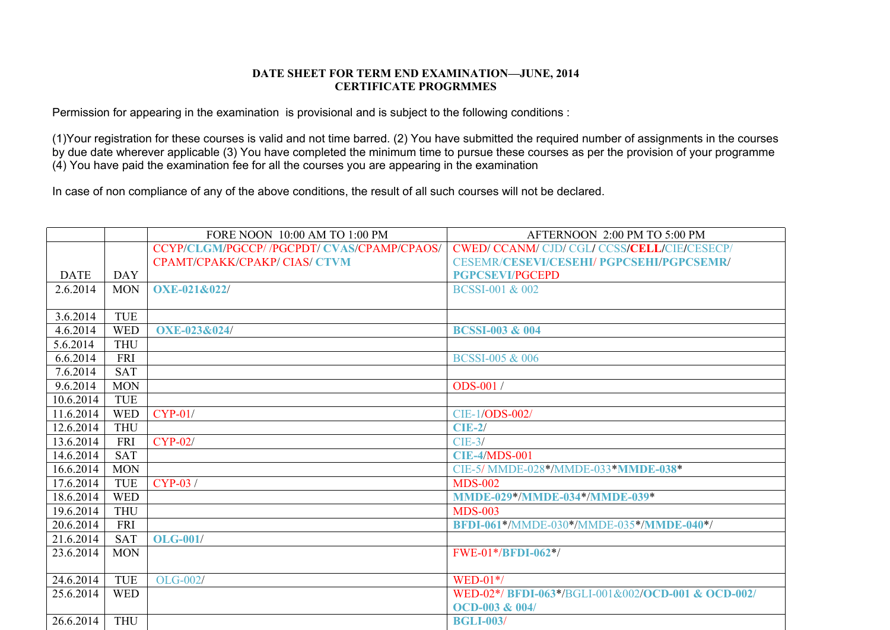**DATE SHEET FOR TERM END EXAMINATION—JUNE, 2014**
**CERTIFICATE PROGRMMES**

Permission for appearing in the examination is provisional and is subject to the following conditions :

(1)Your registration for these courses is valid and not time barred. (2) You have submitted the required number of assignments in the courses by due date wherever applicable (3) You have completed the minimum time to pursue these courses as per the provision of your programme (4) You have paid the examination fee for all the courses you are appearing in the examination

In case of non compliance of any of the above conditions, the result of all such courses will not be declared.

| | | FORE NOON 10:00 AM TO 1:00 PM | AFTERNOON 2:00 PM TO 5:00 PM |
|---|---|---|---|
| DATE | DAY | CCYP/**CLGM**/PGCCP/ /PGCPDT/ **CVAS**/CPAMP/CPAOS/ CPAMT/CPAKK/CPAKP/ CIAS/ **CTVM** | CWED/ CCANM/ CJD/ CGL/ CCSS/**CELL**/CIE/CESECP/ CESEMR/**CESEVI**/**CESEHI**/ **PGPCSEHI**/**PGPCSEMR**/ **PGPCSEVI**/PGCEPD |
| 2.6.2014 | MON | **OXE-021&022**/ | BCSSI-001 & 002 |
| 3.6.2014 | TUE | | |
| 4.6.2014 | WED | **OXE-023&024**/ | **BCSSI-003 & 004** |
| 5.6.2014 | THU | | |
| 6.6.2014 | FRI | | BCSSI-005 & 006 |
| 7.6.2014 | SAT | | |
| 9.6.2014 | MON | | ODS-001 / |
| 10.6.2014 | TUE | | |
| 11.6.2014 | WED | CYP-01/ | CIE-1/ODS-002/ |
| 12.6.2014 | THU | | **CIE-2**/ |
| 13.6.2014 | FRI | CYP-02/ | CIE-3/ |
| 14.6.2014 | SAT | | **CIE-4**/MDS-001 |
| 16.6.2014 | MON | | CIE-5/ MMDE-028*/MMDE-033***MMDE-038*** |
| 17.6.2014 | TUE | CYP-03 / | MDS-002 |
| 18.6.2014 | WED | | **MMDE-029***/**MMDE-034***/**MMDE-039*** |
| 19.6.2014 | THU | | MDS-003 |
| 20.6.2014 | FRI | | **BFDI-061***/MMDE-030*/MMDE-035*/**MMDE-040***/ |
| 21.6.2014 | SAT | **OLG-001**/ | |
| 23.6.2014 | MON | | FWE-01*/**BFDI-062***/ |
| 24.6.2014 | TUE | OLG-002/ | WED-01*/ |
| 25.6.2014 | WED | | WED-02*/ **BFDI-063***/BGLI-001&002/**OCD-001 & OCD-002/ OCD-003 & 004/** |
| 26.6.2014 | THU | | **BGLI-003**/ |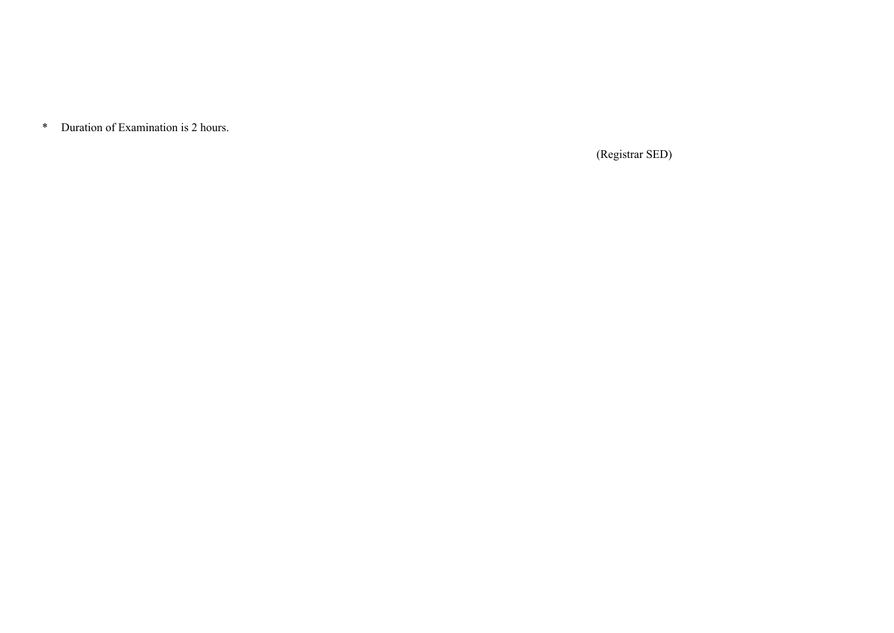* Duration of Examination is 2 hours.

(Registrar SED)